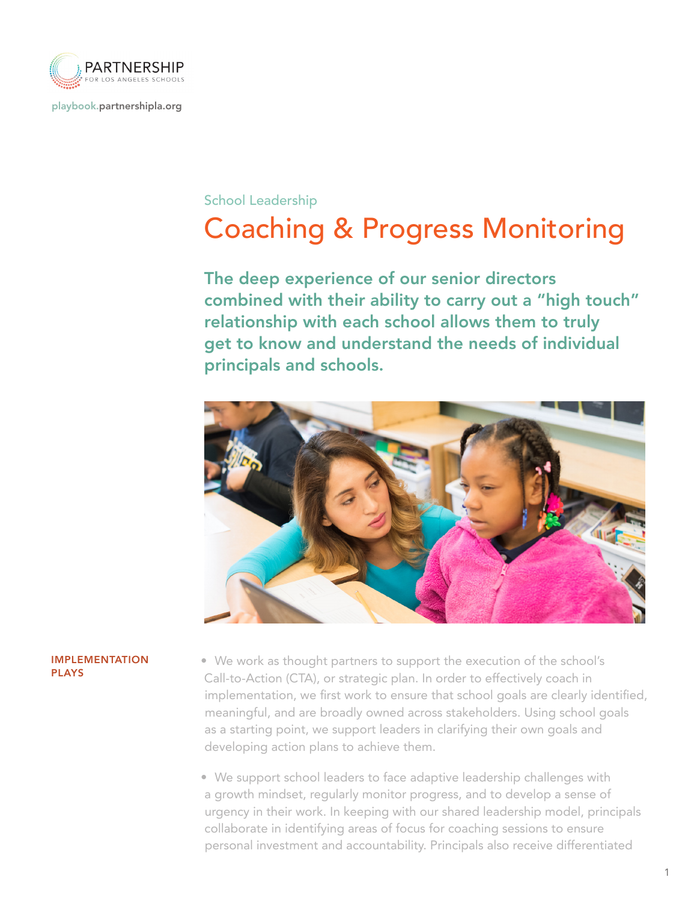PARTNERSHIP
FOR LOS ANGELES SCHOOLS

playbook.partnershipla.org

School Leadership

# Coaching & Progress Monitoring

**The deep experience of our senior directors combined with their ability to carry out a "high touch" relationship with each school allows them to truly get to know and understand the needs of individual principals and schools.**

## IMPLEMENTATION PLAYS

- We work as thought partners to support the execution of the school's Call-to-Action (CTA), or strategic plan. In order to effectively coach in implementation, we first work to ensure that school goals are clearly identified, meaningful, and are broadly owned across stakeholders. Using school goals as a starting point, we support leaders in clarifying their own goals and developing action plans to achieve them.

- We support school leaders to face adaptive leadership challenges with a growth mindset, regularly monitor progress, and to develop a sense of urgency in their work. In keeping with our shared leadership model, principals collaborate in identifying areas of focus for coaching sessions to ensure personal investment and accountability. Principals also receive differentiated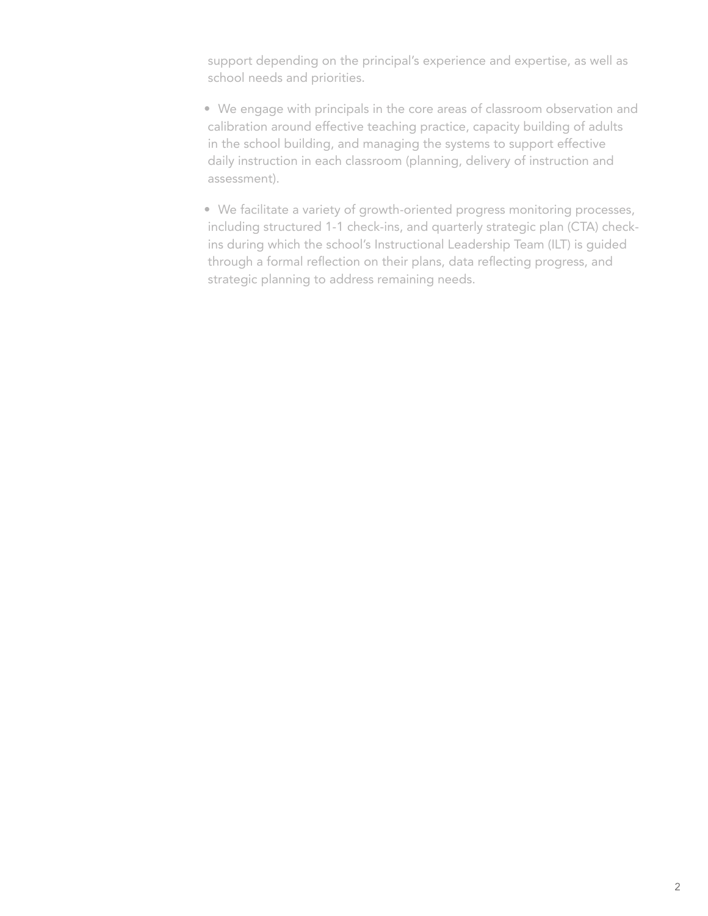support depending on the principal's experience and expertise, as well as school needs and priorities.

- We engage with principals in the core areas of classroom observation and calibration around effective teaching practice, capacity building of adults in the school building, and managing the systems to support effective daily instruction in each classroom (planning, delivery of instruction and assessment).

- We facilitate a variety of growth-oriented progress monitoring processes, including structured 1-1 check-ins, and quarterly strategic plan (CTA) check-ins during which the school's Instructional Leadership Team (ILT) is guided through a formal reflection on their plans, data reflecting progress, and strategic planning to address remaining needs.